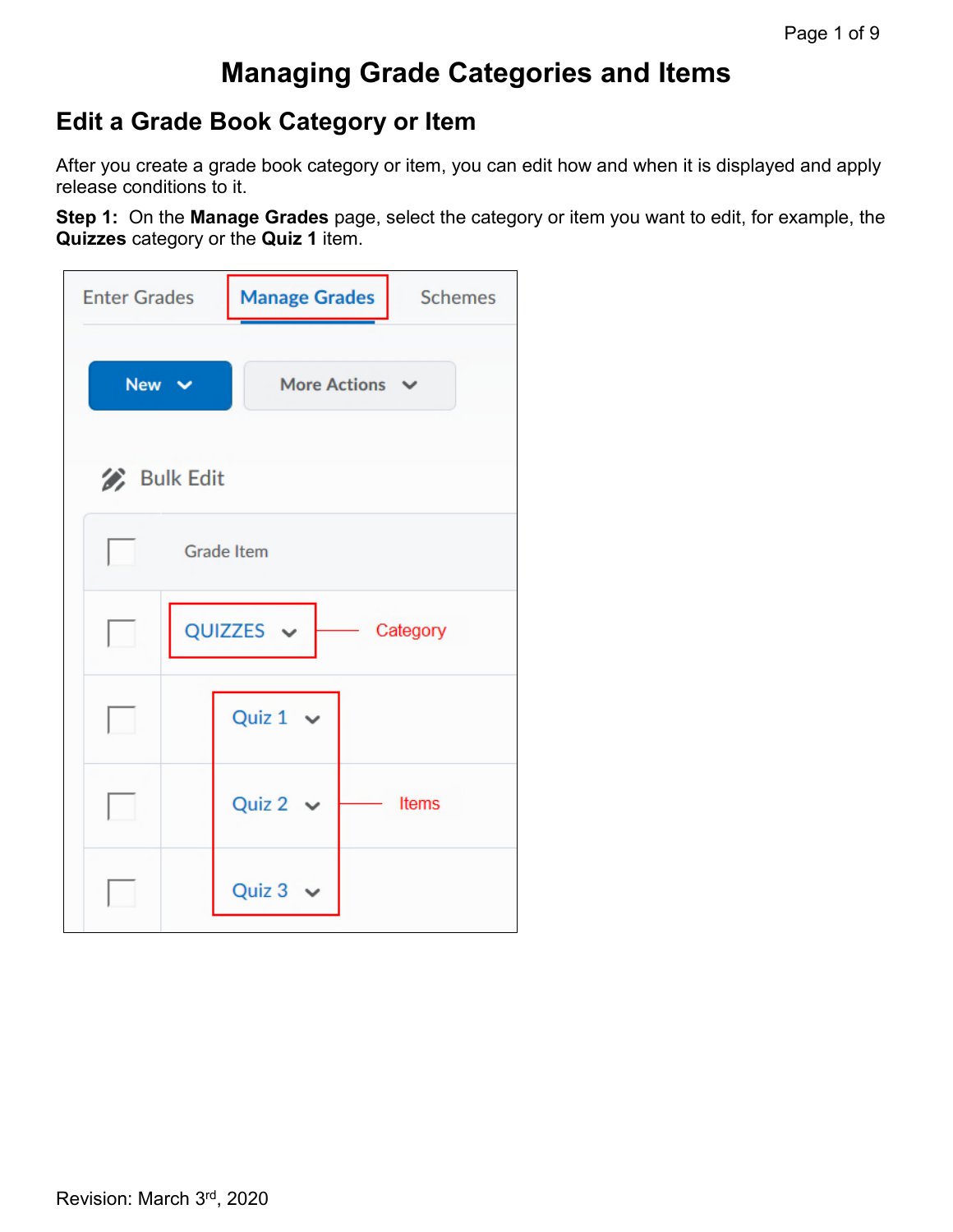# Managing Grade Categories and Items

## Edit a Grade Book Category or Item

After you create a grade book category or item, you can edit how and when it is displayed and apply release conditions to it.

**Step 1:** On the **Manage Grades** page, select the category or item you want to edit, for example, the **Quizzes** category or the **Quiz 1** item.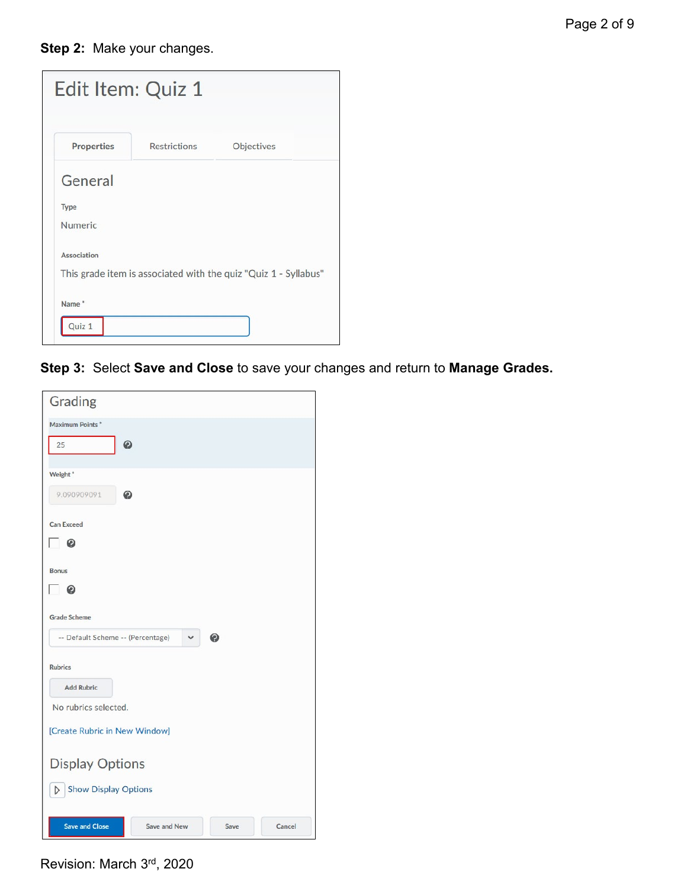**Step 2:** Make your changes.

**Step 3:** Select **Save and Close** to save your changes and return to **Manage Grades.**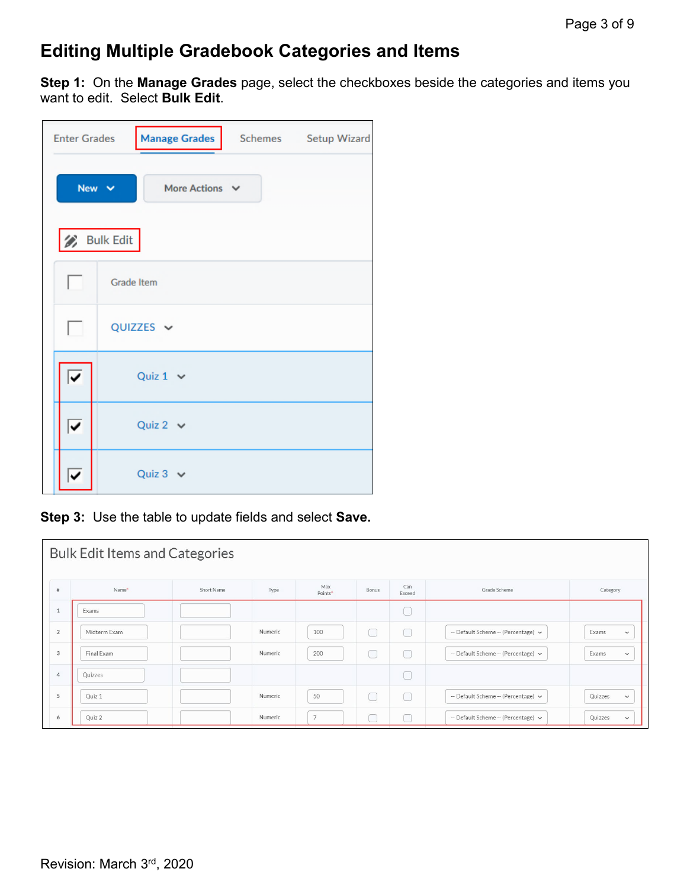# Editing Multiple Gradebook Categories and Items

**Step 1:** On the **Manage Grades** page, select the checkboxes beside the categories and items you want to edit. Select **Bulk Edit**.

**Step 3:** Use the table to update fields and select **Save.**

Revision: March 3rd, 2020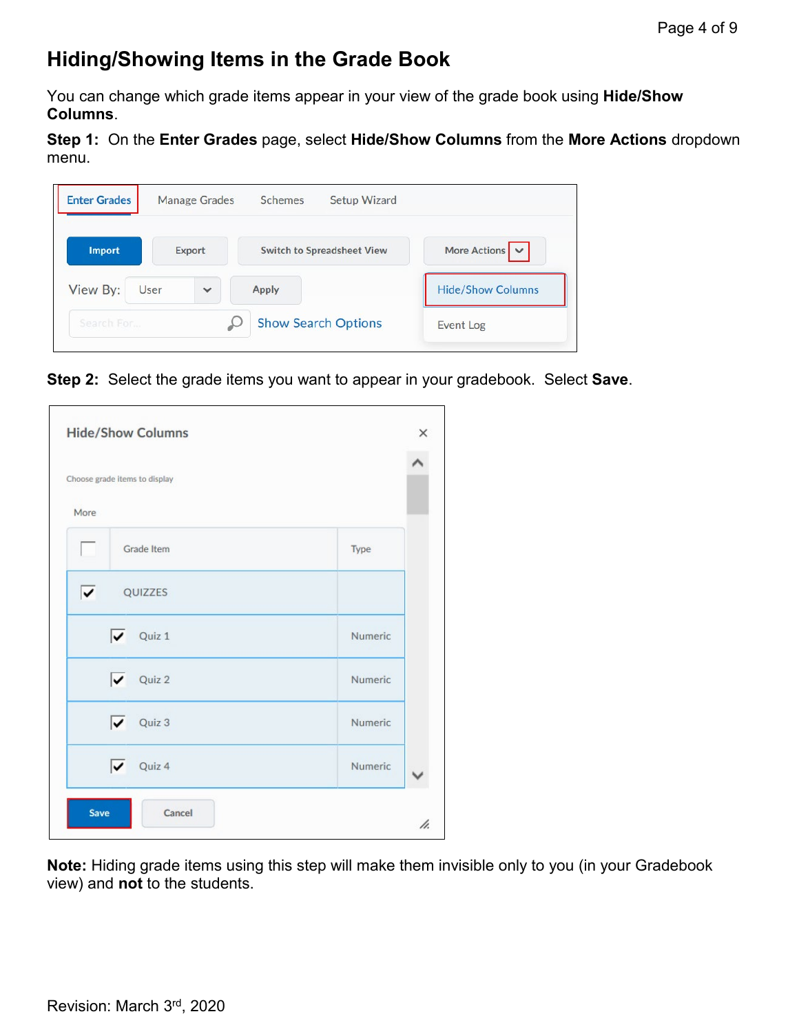## Hiding/Showing Items in the Grade Book

You can change which grade items appear in your view of the grade book using **Hide/Show Columns**.

**Step 1:** On the **Enter Grades** page, select **Hide/Show Columns** from the **More Actions** dropdown menu.

**Step 2:** Select the grade items you want to appear in your gradebook. Select **Save**.

**Note:** Hiding grade items using this step will make them invisible only to you (in your Gradebook view) and **not** to the students.

Revision: March 3rd, 2020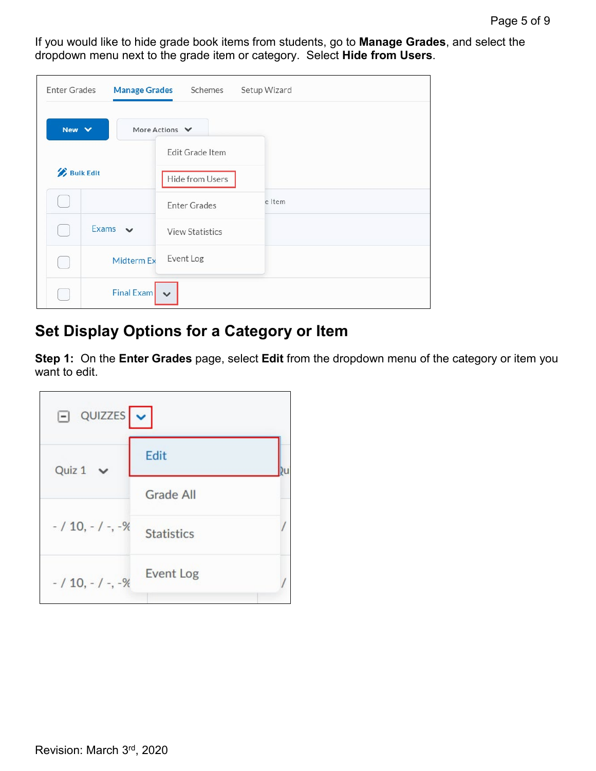If you would like to hide grade book items from students, go to **Manage Grades**, and select the dropdown menu next to the grade item or category. Select **Hide from Users**.

## Set Display Options for a Category or Item

**Step 1:** On the **Enter Grades** page, select **Edit** from the dropdown menu of the category or item you want to edit.

Revision: March 3rd, 2020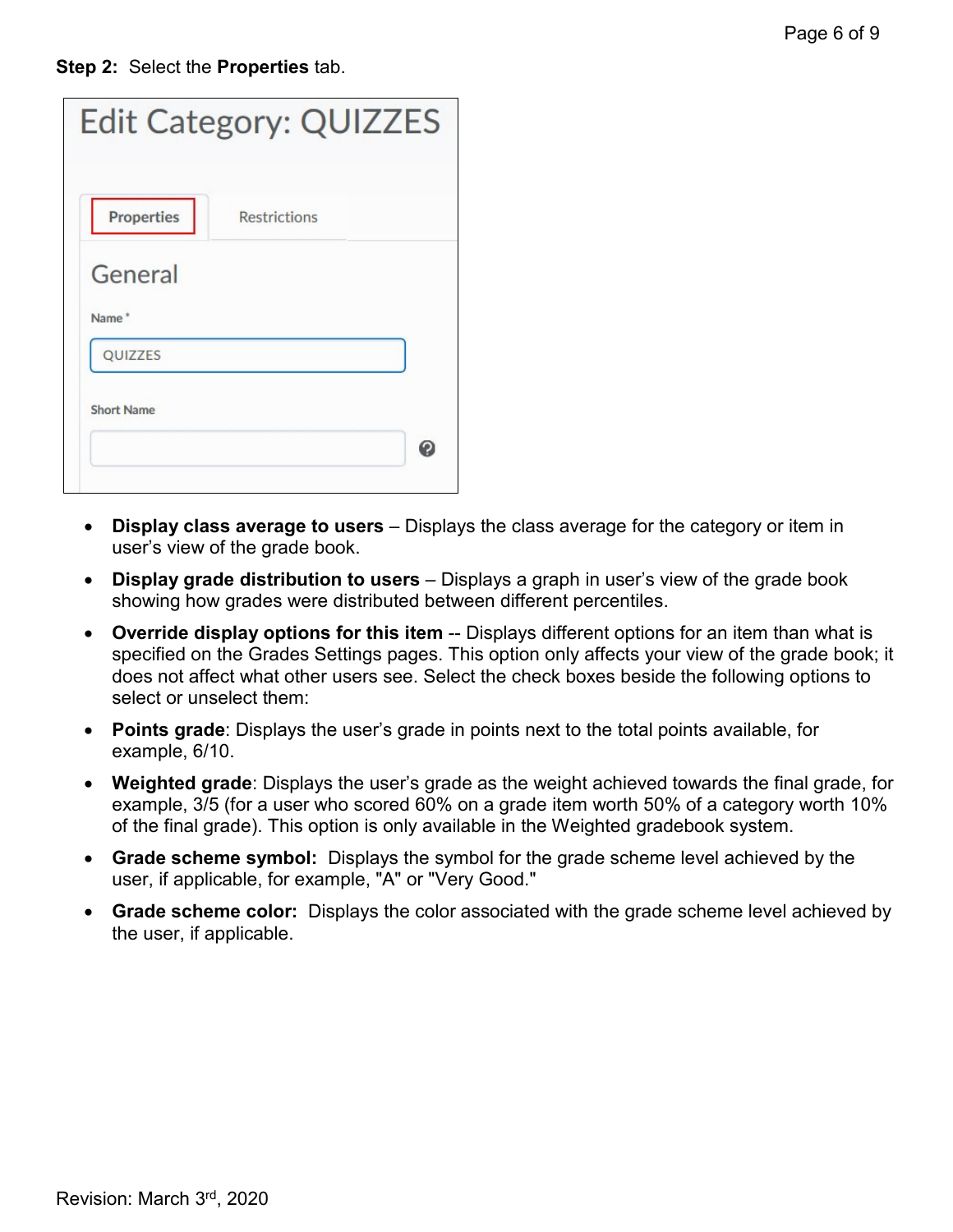**Step 2:** Select the **Properties** tab.

- **Display class average to users** – Displays the class average for the category or item in user's view of the grade book.
- **Display grade distribution to users** – Displays a graph in user's view of the grade book showing how grades were distributed between different percentiles.
- **Override display options for this item** -- Displays different options for an item than what is specified on the Grades Settings pages. This option only affects your view of the grade book; it does not affect what other users see. Select the check boxes beside the following options to select or unselect them:
- **Points grade**: Displays the user's grade in points next to the total points available, for example, 6/10.
- **Weighted grade**: Displays the user's grade as the weight achieved towards the final grade, for example, 3/5 (for a user who scored 60% on a grade item worth 50% of a category worth 10% of the final grade). This option is only available in the Weighted gradebook system.
- **Grade scheme symbol:** Displays the symbol for the grade scheme level achieved by the user, if applicable, for example, "A" or "Very Good."
- **Grade scheme color:** Displays the color associated with the grade scheme level achieved by the user, if applicable.

Revision: March 3rd, 2020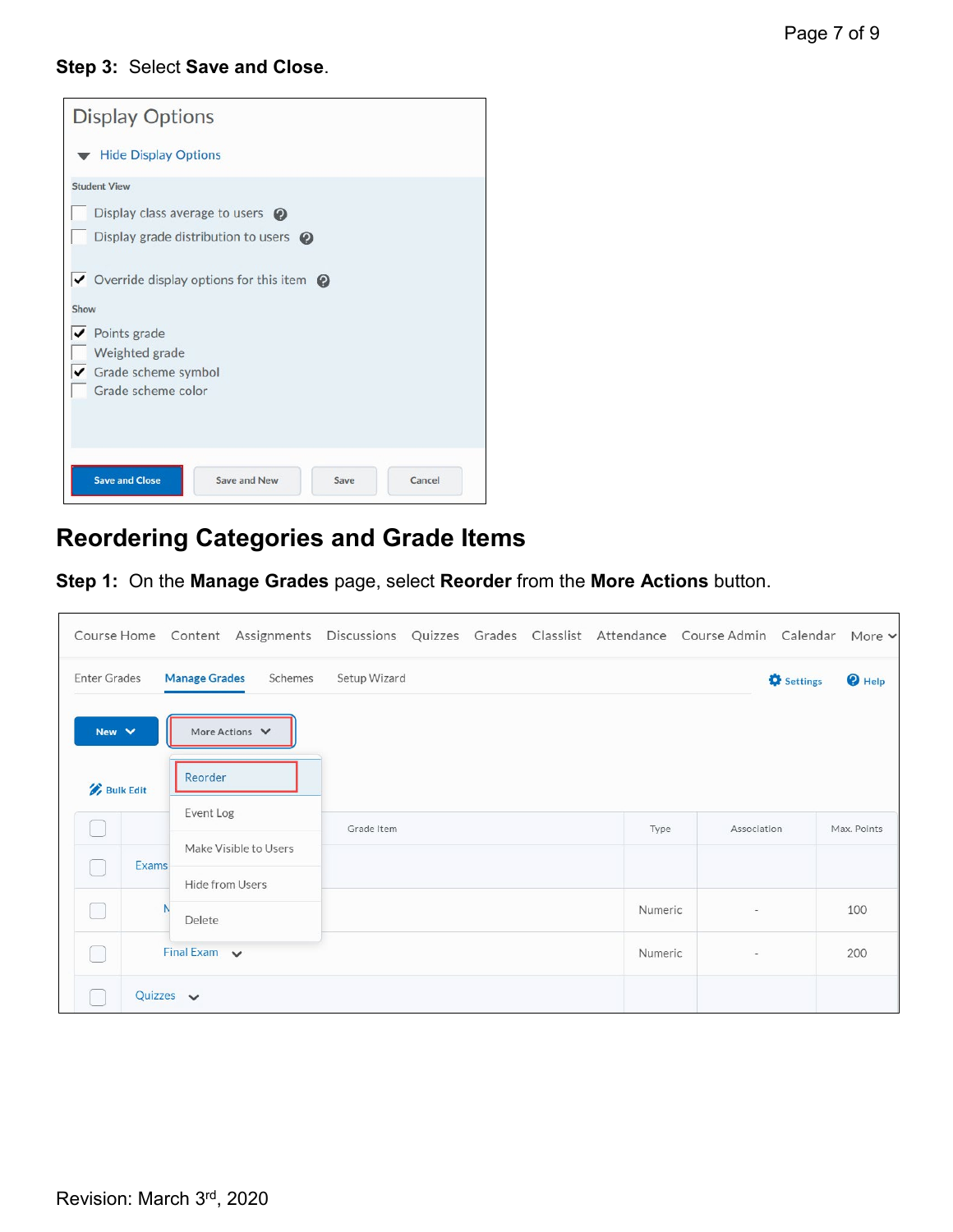**Step 3:** Select **Save and Close**.

## Reordering Categories and Grade Items

**Step 1:** On the **Manage Grades** page, select **Reorder** from the **More Actions** button.

Revision: March 3rd, 2020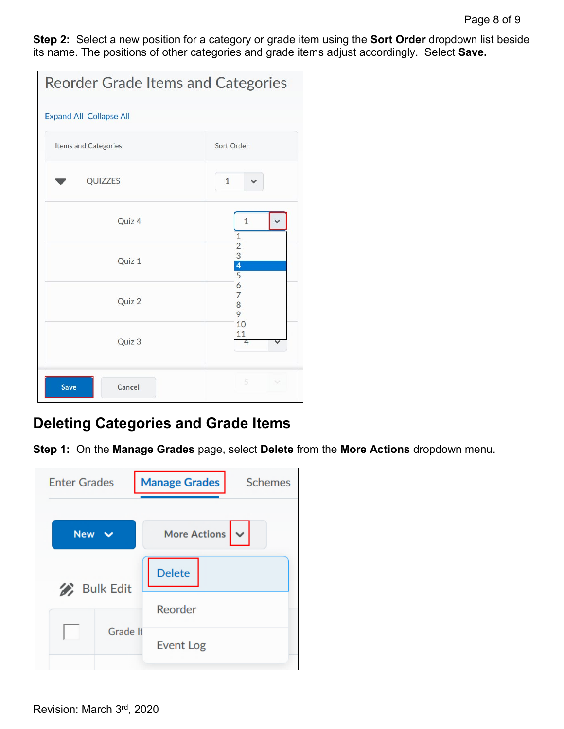**Step 2:** Select a new position for a category or grade item using the **Sort Order** dropdown list beside its name. The positions of other categories and grade items adjust accordingly. Select **Save.**

## Deleting Categories and Grade Items

**Step 1:** On the **Manage Grades** page, select **Delete** from the **More Actions** dropdown menu.

Revision: March 3rd, 2020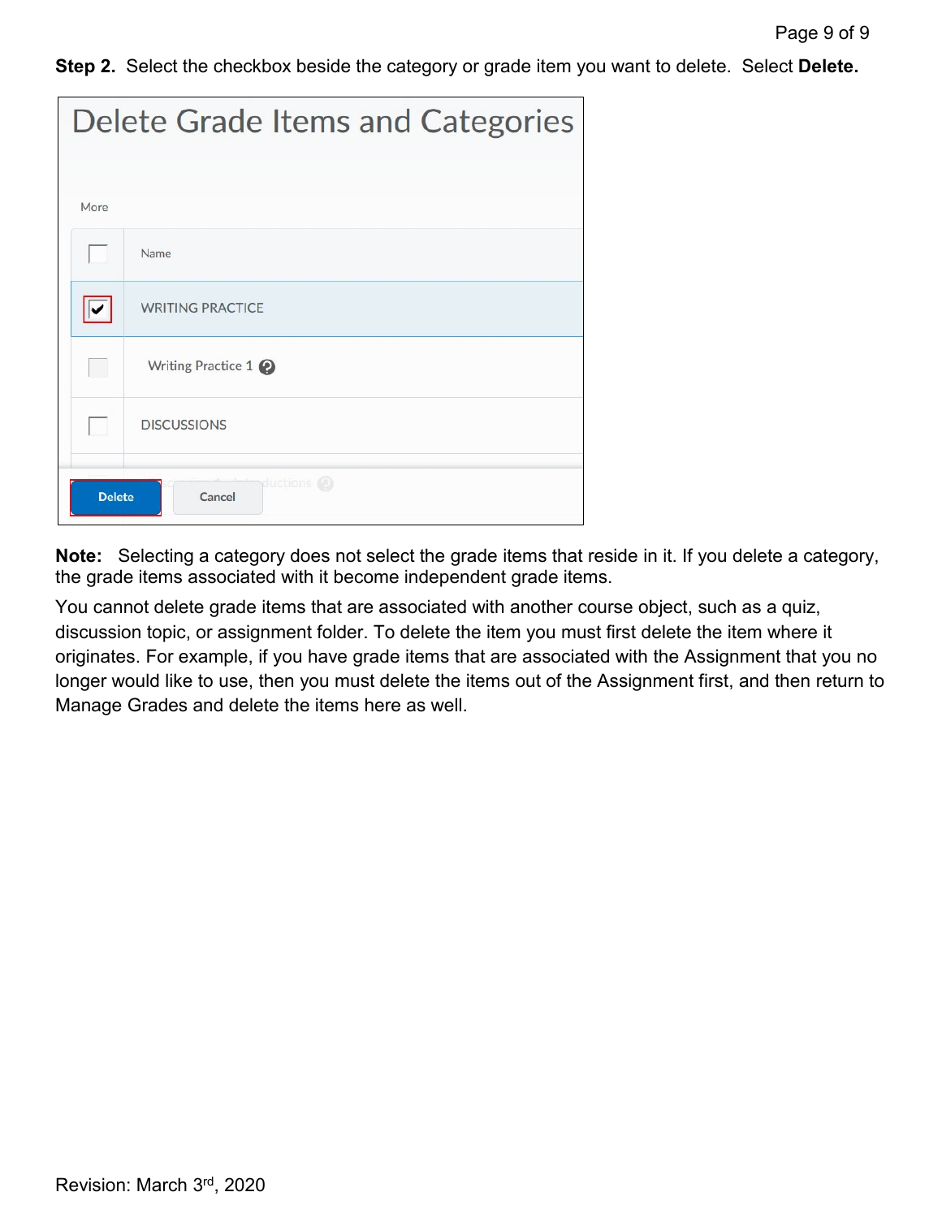**Step 2.** Select the checkbox beside the category or grade item you want to delete. Select **Delete.**

**Note:** Selecting a category does not select the grade items that reside in it. If you delete a category, the grade items associated with it become independent grade items.

You cannot delete grade items that are associated with another course object, such as a quiz, discussion topic, or assignment folder. To delete the item you must first delete the item where it originates. For example, if you have grade items that are associated with the Assignment that you no longer would like to use, then you must delete the items out of the Assignment first, and then return to Manage Grades and delete the items here as well.

Revision: March 3rd, 2020